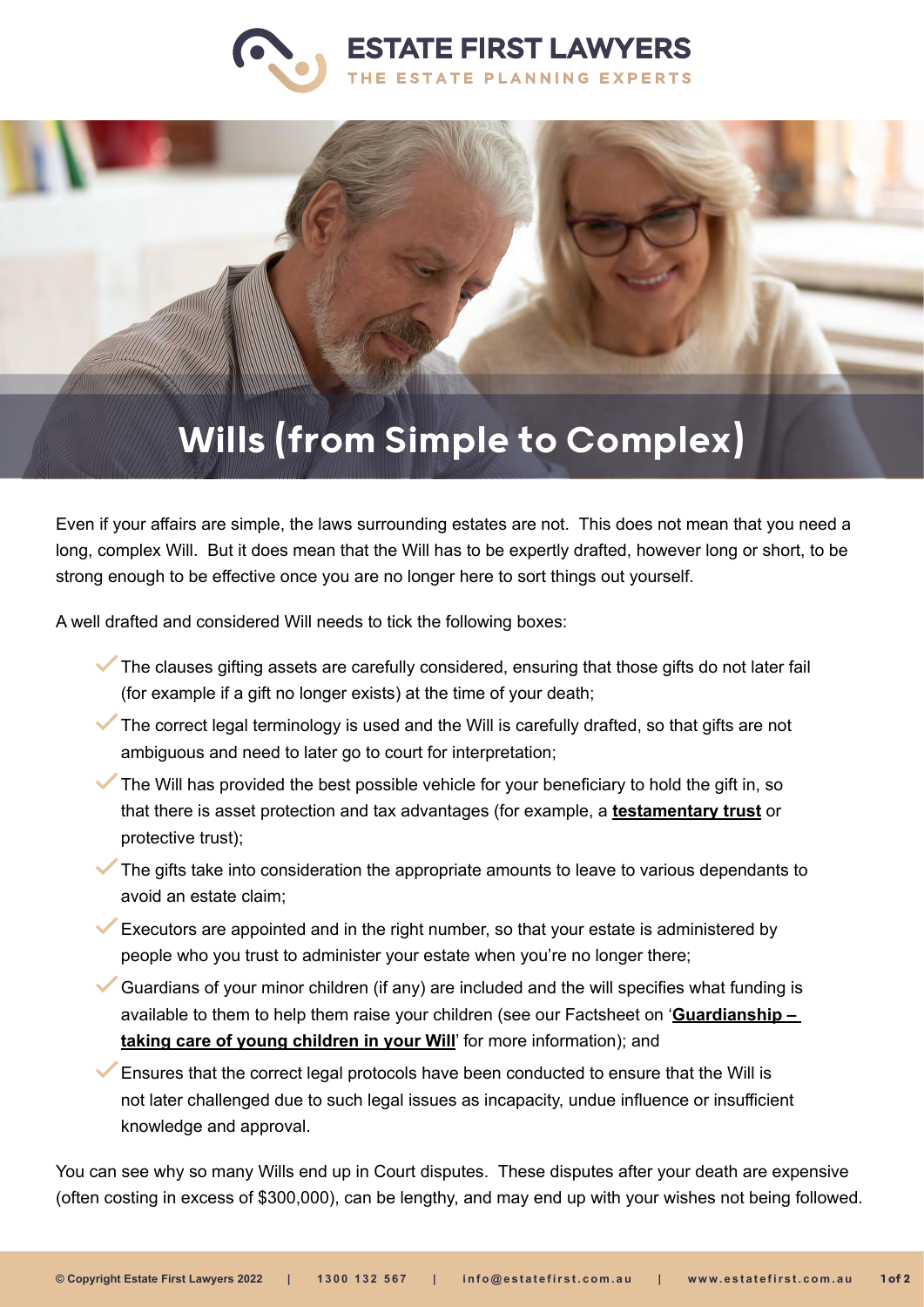# Wills (from Simple to Complex)

Even if your affairs are simple, the laws surrounding estates are not. This does not mean that you need a long, complex Will. But it does mean that the Will has to be expertly drafted, however long or short, to be strong enough to be effective once you are no longer here to sort things out yourself.

A well drafted and considered Will needs to tick the following boxes:

- The clauses gifting assets are carefully considered, ensuring that those gifts do not later fail (for example if a gift no longer exists) at the time of your death;
- The correct legal terminology is used and the Will is carefully drafted, so that gifts are not ambiguous and need to later go to court for interpretation;
- The Will has provided the best possible vehicle for your beneficiary to hold the gift in, so that there is asset protection and tax advantages (for example, a **testamentary trust** or protective trust);
- The gifts take into consideration the appropriate amounts to leave to various dependants to avoid an estate claim;
- Executors are appointed and in the right number, so that your estate is administered by people who you trust to administer your estate when you're no longer there;
- Guardians of your minor children (if any) are included and the will specifies what funding is available to them to help them raise your children (see our Factsheet on '**Guardianship – taking care of young children in your Will**' for more information); and
- Ensures that the correct legal protocols have been conducted to ensure that the Will is not later challenged due to such legal issues as incapacity, undue influence or insufficient knowledge and approval.

You can see why so many Wills end up in Court disputes. These disputes after your death are expensive (often costing in excess of $300,000), can be lengthy, and may end up with your wishes not being followed.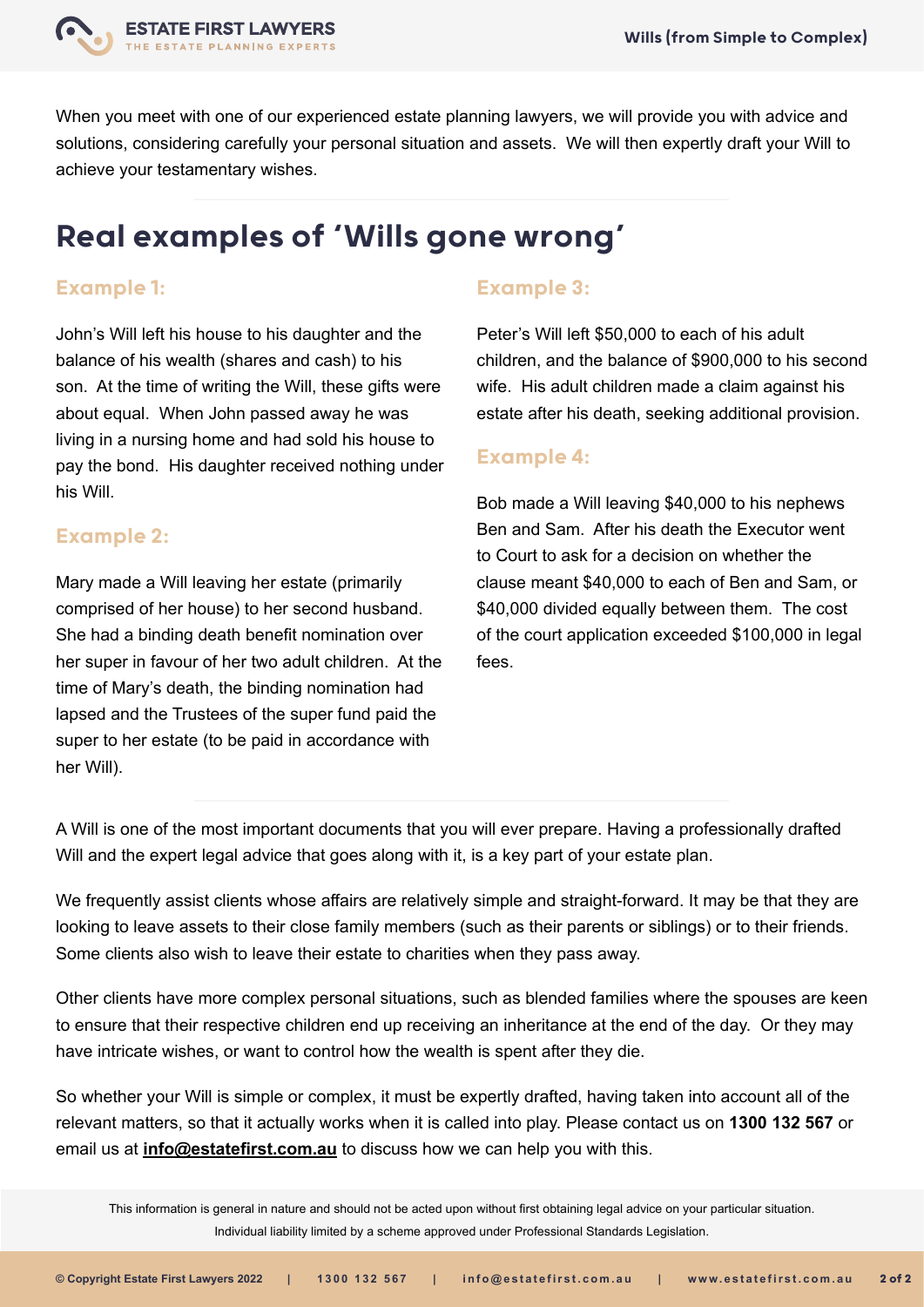When you meet with one of our experienced estate planning lawyers, we will provide you with advice and solutions, considering carefully your personal situation and assets. We will then expertly draft your Will to achieve your testamentary wishes.

## Real examples of 'Wills gone wrong'

### Example 1:

John's Will left his house to his daughter and the balance of his wealth (shares and cash) to his son. At the time of writing the Will, these gifts were about equal. When John passed away he was living in a nursing home and had sold his house to pay the bond. His daughter received nothing under his Will.

### Example 2:

Mary made a Will leaving her estate (primarily comprised of her house) to her second husband. She had a binding death benefit nomination over her super in favour of her two adult children. At the time of Mary's death, the binding nomination had lapsed and the Trustees of the super fund paid the super to her estate (to be paid in accordance with her Will).

### Example 3:

Peter's Will left $50,000 to each of his adult children, and the balance of $900,000 to his second wife. His adult children made a claim against his estate after his death, seeking additional provision.

### Example 4:

Bob made a Will leaving $40,000 to his nephews Ben and Sam. After his death the Executor went to Court to ask for a decision on whether the clause meant $40,000 to each of Ben and Sam, or $40,000 divided equally between them. The cost of the court application exceeded $100,000 in legal fees.

A Will is one of the most important documents that you will ever prepare. Having a professionally drafted Will and the expert legal advice that goes along with it, is a key part of your estate plan.

We frequently assist clients whose affairs are relatively simple and straight-forward. It may be that they are looking to leave assets to their close family members (such as their parents or siblings) or to their friends. Some clients also wish to leave their estate to charities when they pass away.

Other clients have more complex personal situations, such as blended families where the spouses are keen to ensure that their respective children end up receiving an inheritance at the end of the day. Or they may have intricate wishes, or want to control how the wealth is spent after they die.

So whether your Will is simple or complex, it must be expertly drafted, having taken into account all of the relevant matters, so that it actually works when it is called into play. Please contact us on **1300 132 567** or email us at **info@estatefirst.com.au** to discuss how we can help you with this.

This information is general in nature and should not be acted upon without first obtaining legal advice on your particular situation.
Individual liability limited by a scheme approved under Professional Standards Legislation.